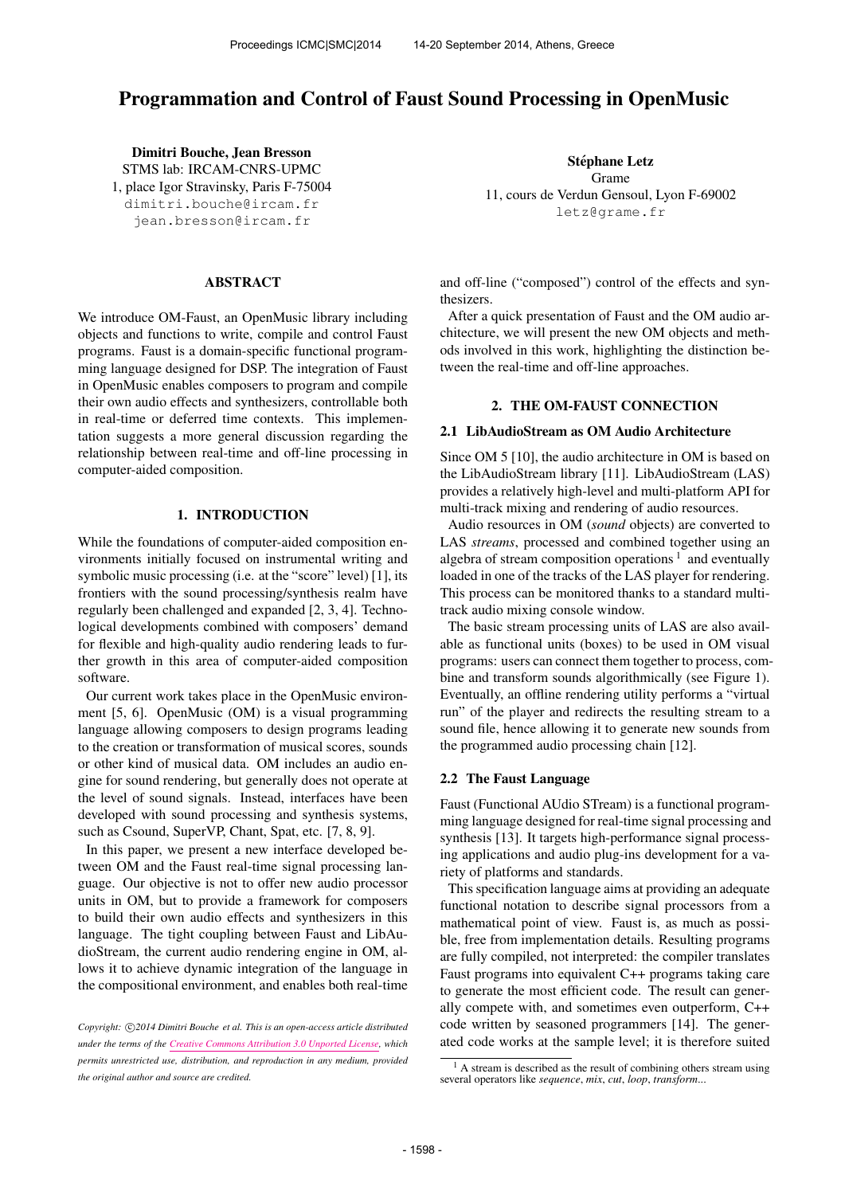# Programmation and Control of Faust Sound Processing in OpenMusic

**Dimitri Bouche, Jean Bresson**
STMS lab: IRCAM-CNRS-UPMC
1, place Igor Stravinsky, Paris F-75004
dimitri.bouche@ircam.fr
jean.bresson@ircam.fr

**Stéphane Letz**
Grame
11, cours de Verdun Gensoul, Lyon F-69002
letz@grame.fr

## ABSTRACT

We introduce OM-Faust, an OpenMusic library including objects and functions to write, compile and control Faust programs. Faust is a domain-specific functional programming language designed for DSP. The integration of Faust in OpenMusic enables composers to program and compile their own audio effects and synthesizers, controllable both in real-time or deferred time contexts. This implementation suggests a more general discussion regarding the relationship between real-time and off-line processing in computer-aided composition.

## 1. INTRODUCTION

While the foundations of computer-aided composition environments initially focused on instrumental writing and symbolic music processing (i.e. at the "score" level) [1], its frontiers with the sound processing/synthesis realm have regularly been challenged and expanded [2, 3, 4]. Technological developments combined with composers' demand for flexible and high-quality audio rendering leads to further growth in this area of computer-aided composition software.

Our current work takes place in the OpenMusic environment [5, 6]. OpenMusic (OM) is a visual programming language allowing composers to design programs leading to the creation or transformation of musical scores, sounds or other kind of musical data. OM includes an audio engine for sound rendering, but generally does not operate at the level of sound signals. Instead, interfaces have been developed with sound processing and synthesis systems, such as Csound, SuperVP, Chant, Spat, etc. [7, 8, 9].

In this paper, we present a new interface developed between OM and the Faust real-time signal processing language. Our objective is not to offer new audio processor units in OM, but to provide a framework for composers to build their own audio effects and synthesizers in this language. The tight coupling between Faust and LibAudioStream, the current audio rendering engine in OM, allows it to achieve dynamic integration of the language in the compositional environment, and enables both real-time and off-line ("composed") control of the effects and synthesizers.

After a quick presentation of Faust and the OM audio architecture, we will present the new OM objects and methods involved in this work, highlighting the distinction between the real-time and off-line approaches.

## 2. THE OM-FAUST CONNECTION

### 2.1 LibAudioStream as OM Audio Architecture

Since OM 5 [10], the audio architecture in OM is based on the LibAudioStream library [11]. LibAudioStream (LAS) provides a relatively high-level and multi-platform API for multi-track mixing and rendering of audio resources.

Audio resources in OM (*sound* objects) are converted to LAS *streams*, processed and combined together using an algebra of stream composition operations [1] and eventually loaded in one of the tracks of the LAS player for rendering. This process can be monitored thanks to a standard multi-track audio mixing console window.

The basic stream processing units of LAS are also available as functional units (boxes) to be used in OM visual programs: users can connect them together to process, combine and transform sounds algorithmically (see Figure 1). Eventually, an offline rendering utility performs a "virtual run" of the player and redirects the resulting stream to a sound file, hence allowing it to generate new sounds from the programmed audio processing chain [12].

### 2.2 The Faust Language

Faust (Functional AUdio STream) is a functional programming language designed for real-time signal processing and synthesis [13]. It targets high-performance signal processing applications and audio plug-ins development for a variety of platforms and standards.

This specification language aims at providing an adequate functional notation to describe signal processors from a mathematical point of view. Faust is, as much as possible, free from implementation details. Resulting programs are fully compiled, not interpreted: the compiler translates Faust programs into equivalent C++ programs taking care to generate the most efficient code. The result can generally compete with, and sometimes even outperform, C++ code written by seasoned programmers [14]. The generated code works at the sample level; it is therefore suited

[1] A stream is described as the result of combining others stream using several operators like *sequence*, *mix*, *cut*, *loop*, *transform*...

*Copyright: ©2014 Dimitri Bouche et al. This is an open-access article distributed under the terms of the Creative Commons Attribution 3.0 Unported License, which permits unrestricted use, distribution, and reproduction in any medium, provided the original author and source are credited.*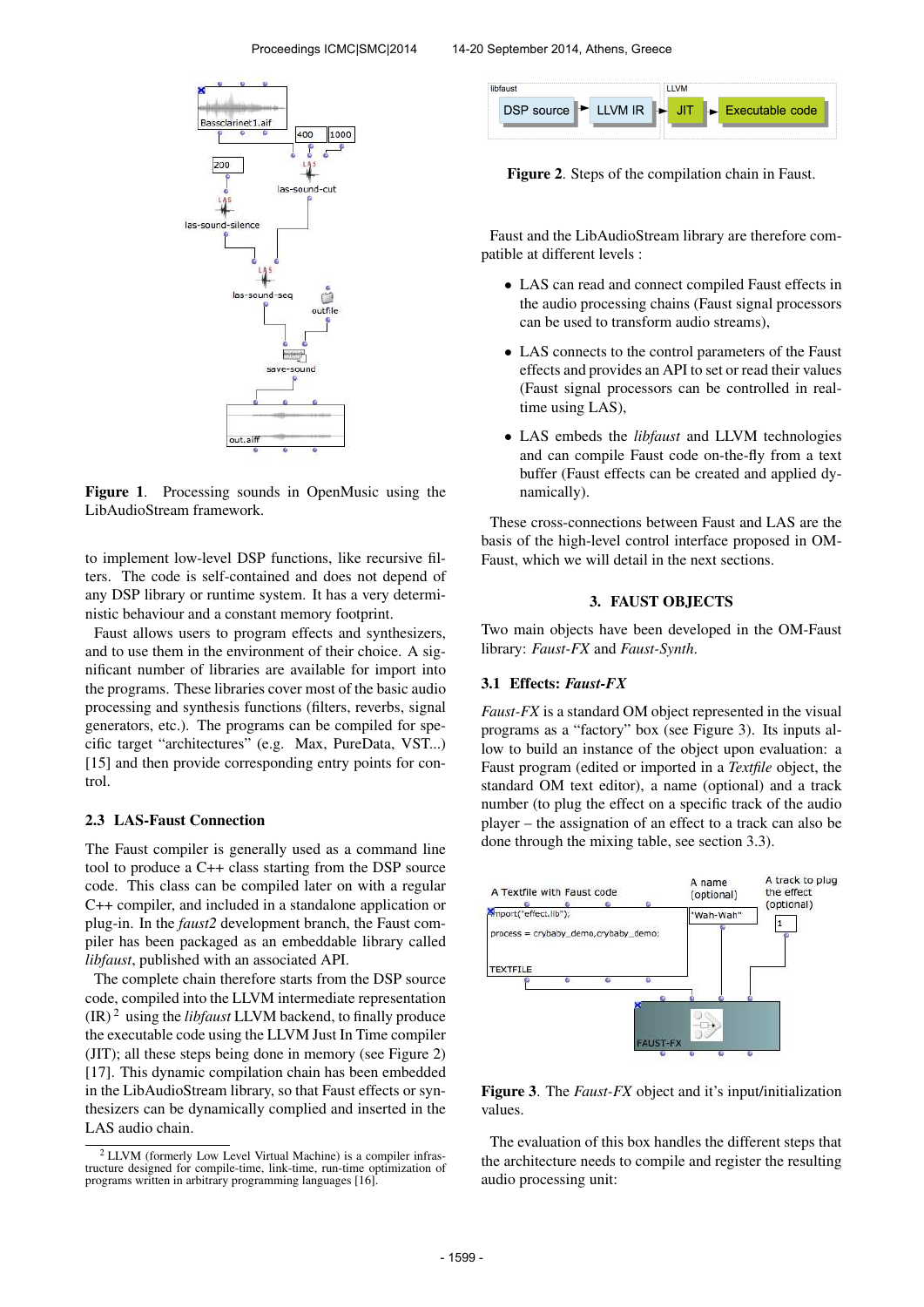Figure 1. Processing sounds in OpenMusic using the LibAudioStream framework.

to implement low-level DSP functions, like recursive filters. The code is self-contained and does not depend of any DSP library or runtime system. It has a very deterministic behaviour and a constant memory footprint.

Faust allows users to program effects and synthesizers, and to use them in the environment of their choice. A significant number of libraries are available for import into the programs. These libraries cover most of the basic audio processing and synthesis functions (filters, reverbs, signal generators, etc.). The programs can be compiled for specific target "architectures" (e.g. Max, PureData, VST...) [15] and then provide corresponding entry points for control.

### 2.3 LAS-Faust Connection

The Faust compiler is generally used as a command line tool to produce a C++ class starting from the DSP source code. This class can be compiled later on with a regular C++ compiler, and included in a standalone application or plug-in. In the *faust2* development branch, the Faust compiler has been packaged as an embeddable library called *libfaust*, published with an associated API.

The complete chain therefore starts from the DSP source code, compiled into the LLVM intermediate representation (IR) [2] using the *libfaust* LLVM backend, to finally produce the executable code using the LLVM Just In Time compiler (JIT); all these steps being done in memory (see Figure 2) [17]. This dynamic compilation chain has been embedded in the LibAudioStream library, so that Faust effects or synthesizers can be dynamically complied and inserted in the LAS audio chain.

[2] LLVM (formerly Low Level Virtual Machine) is a compiler infrastructure designed for compile-time, link-time, run-time optimization of programs written in arbitrary programming languages [16].

libfaust
LLVM
DSP source
LLVM IR
JIT
Executable code

Figure 2. Steps of the compilation chain in Faust.

Faust and the LibAudioStream library are therefore compatible at different levels :

- LAS can read and connect compiled Faust effects in the audio processing chains (Faust signal processors can be used to transform audio streams),
- LAS connects to the control parameters of the Faust effects and provides an API to set or read their values (Faust signal processors can be controlled in real-time using LAS),
- LAS embeds the *libfaust* and LLVM technologies and can compile Faust code on-the-fly from a text buffer (Faust effects can be created and applied dynamically).

These cross-connections between Faust and LAS are the basis of the high-level control interface proposed in OM-Faust, which we will detail in the next sections.

## 3. FAUST OBJECTS

Two main objects have been developed in the OM-Faust library: *Faust-FX* and *Faust-Synth*.

### 3.1 Effects: *Faust-FX*

*Faust-FX* is a standard OM object represented in the visual programs as a "factory" box (see Figure 3). Its inputs allow to build an instance of the object upon evaluation: a Faust program (edited or imported in a *Textfile* object, the standard OM text editor), a name (optional) and a track number (to plug the effect on a specific track of the audio player – the assignation of an effect to a track can also be done through the mixing table, see section 3.3).

Figure 3. The *Faust-FX* object and it's input/initialization values.

The evaluation of this box handles the different steps that the architecture needs to compile and register the resulting audio processing unit: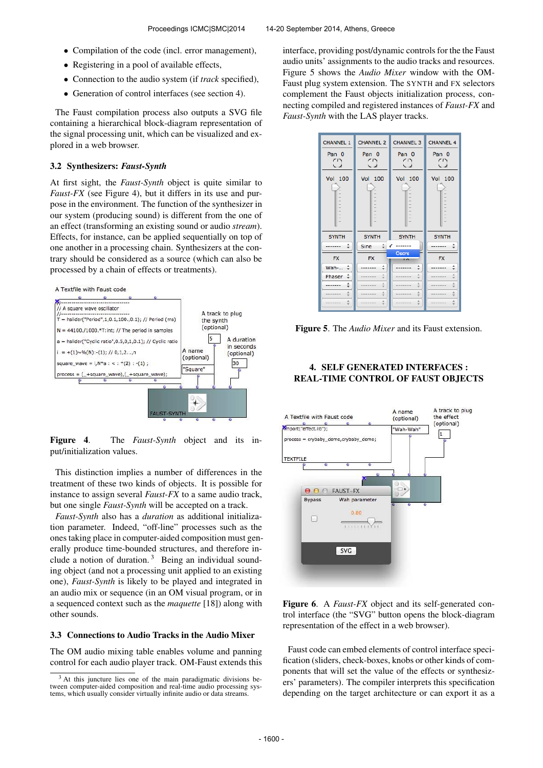- Compilation of the code (incl. error management),
- Registering in a pool of available effects,
- Connection to the audio system (if *track* specified),
- Generation of control interfaces (see section 4).

The Faust compilation process also outputs a SVG file containing a hierarchical block-diagram representation of the signal processing unit, which can be visualized and explored in a web browser.

### 3.2 Synthesizers: *Faust-Synth*

At first sight, the *Faust-Synth* object is quite similar to *Faust-FX* (see Figure 4), but it differs in its use and purpose in the environment. The function of the synthesizer in our system (producing sound) is different from the one of an effect (transforming an existing sound or audio *stream*). Effects, for instance, can be applied sequentially on top of one another in a processing chain. Synthesizers at the contrary should be considered as a source (which can also be processed by a chain of effects or treatments).

**Figure 4**. The *Faust-Synth* object and its input/initialization values.

This distinction implies a number of differences in the treatment of these two kinds of objects. It is possible for instance to assign several *Faust-FX* to a same audio track, but one single *Faust-Synth* will be accepted on a track.

*Faust-Synth* also has a *duration* as additional initialization parameter. Indeed, "off-line" processes such as the ones taking place in computer-aided composition must generally produce time-bounded structures, and therefore include a notion of duration. [3] Being an individual sounding object (and not a processing unit applied to an existing one), *Faust-Synth* is likely to be played and integrated in an audio mix or sequence (in an OM visual program, or in a sequenced context such as the *maquette* [18]) along with other sounds.

### 3.3 Connections to Audio Tracks in the Audio Mixer

The OM audio mixing table enables volume and panning control for each audio player track. OM-Faust extends this interface, providing post/dynamic controls for the the Faust audio units' assignments to the audio tracks and resources. Figure 5 shows the *Audio Mixer* window with the OM-Faust plug system extension. The SYNTH and FX selectors complement the Faust objects initialization process, connecting compiled and registered instances of *Faust-FX* and *Faust-Synth* with the LAS player tracks.

**Figure 5**. The *Audio Mixer* and its Faust extension.

## 4. SELF GENERATED INTERFACES : REAL-TIME CONTROL OF FAUST OBJECTS

**Figure 6**. A *Faust-FX* object and its self-generated control interface (the "SVG" button opens the block-diagram representation of the effect in a web browser).

Faust code can embed elements of control interface specification (sliders, check-boxes, knobs or other kinds of components that will set the value of the effects or synthesizers' parameters). The compiler interprets this specification depending on the target architecture or can export it as a

[3] At this juncture lies one of the main paradigmatic divisions between computer-aided composition and real-time audio processing systems, which usually consider virtually infinite audio or data streams.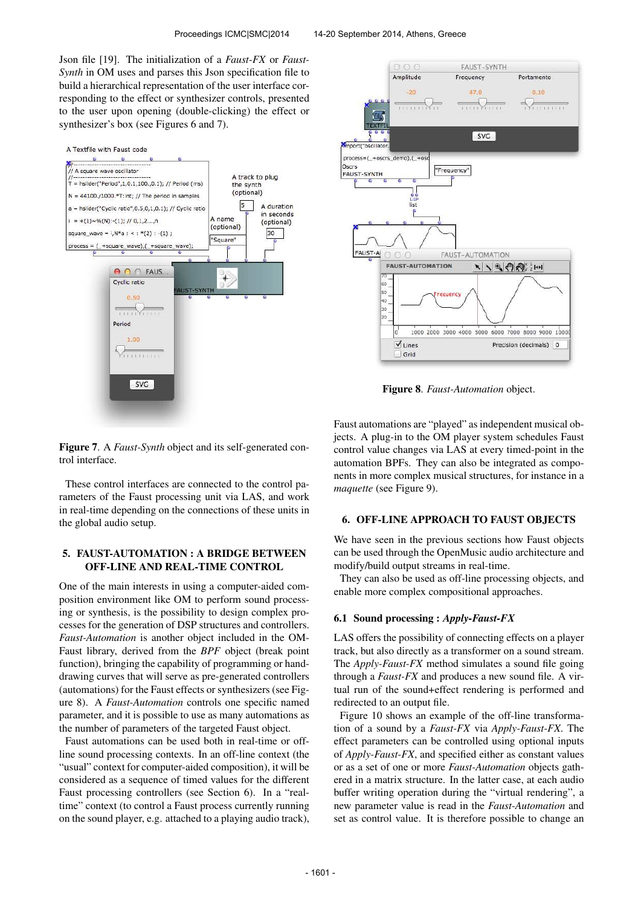Json file [19]. The initialization of a *Faust-FX* or *Faust-Synth* in OM uses and parses this Json specification file to build a hierarchical representation of the user interface corresponding to the effect or synthesizer controls, presented to the user upon opening (double-clicking) the effect or synthesizer's box (see Figures 6 and 7).

**Figure 7**. A *Faust-Synth* object and its self-generated control interface.

These control interfaces are connected to the control parameters of the Faust processing unit via LAS, and work in real-time depending on the connections of these units in the global audio setup.

## 5. FAUST-AUTOMATION : A BRIDGE BETWEEN OFF-LINE AND REAL-TIME CONTROL

One of the main interests in using a computer-aided composition environment like OM to perform sound processing or synthesis, is the possibility to design complex processes for the generation of DSP structures and controllers. *Faust-Automation* is another object included in the OM-Faust library, derived from the *BPF* object (break point function), bringing the capability of programming or hand-drawing curves that will serve as pre-generated controllers (automations) for the Faust effects or synthesizers (see Figure 8). A *Faust-Automation* controls one specific named parameter, and it is possible to use as many automations as the number of parameters of the targeted Faust object.

Faust automations can be used both in real-time or off-line sound processing contexts. In an off-line context (the "usual" context for computer-aided composition), it will be considered as a sequence of timed values for the different Faust processing controllers (see Section 6). In a "real-time" context (to control a Faust process currently running on the sound player, e.g. attached to a playing audio track),

**Figure 8**. *Faust-Automation* object.

Faust automations are "played" as independent musical objects. A plug-in to the OM player system schedules Faust control value changes via LAS at every timed-point in the automation BPFs. They can also be integrated as components in more complex musical structures, for instance in a *maquette* (see Figure 9).

## 6. OFF-LINE APPROACH TO FAUST OBJECTS

We have seen in the previous sections how Faust objects can be used through the OpenMusic audio architecture and modify/build output streams in real-time.

They can also be used as off-line processing objects, and enable more complex compositional approaches.

### 6.1 Sound processing : *Apply-Faust-FX*

LAS offers the possibility of connecting effects on a player track, but also directly as a transformer on a sound stream. The *Apply-Faust-FX* method simulates a sound file going through a *Faust-FX* and produces a new sound file. A virtual run of the sound+effect rendering is performed and redirected to an output file.

Figure 10 shows an example of the off-line transformation of a sound by a *Faust-FX* via *Apply-Faust-FX*. The effect parameters can be controlled using optional inputs of *Apply-Faust-FX*, and specified either as constant values or as a set of one or more *Faust-Automation* objects gathered in a matrix structure. In the latter case, at each audio buffer writing operation during the "virtual rendering", a new parameter value is read in the *Faust-Automation* and set as control value. It is therefore possible to change an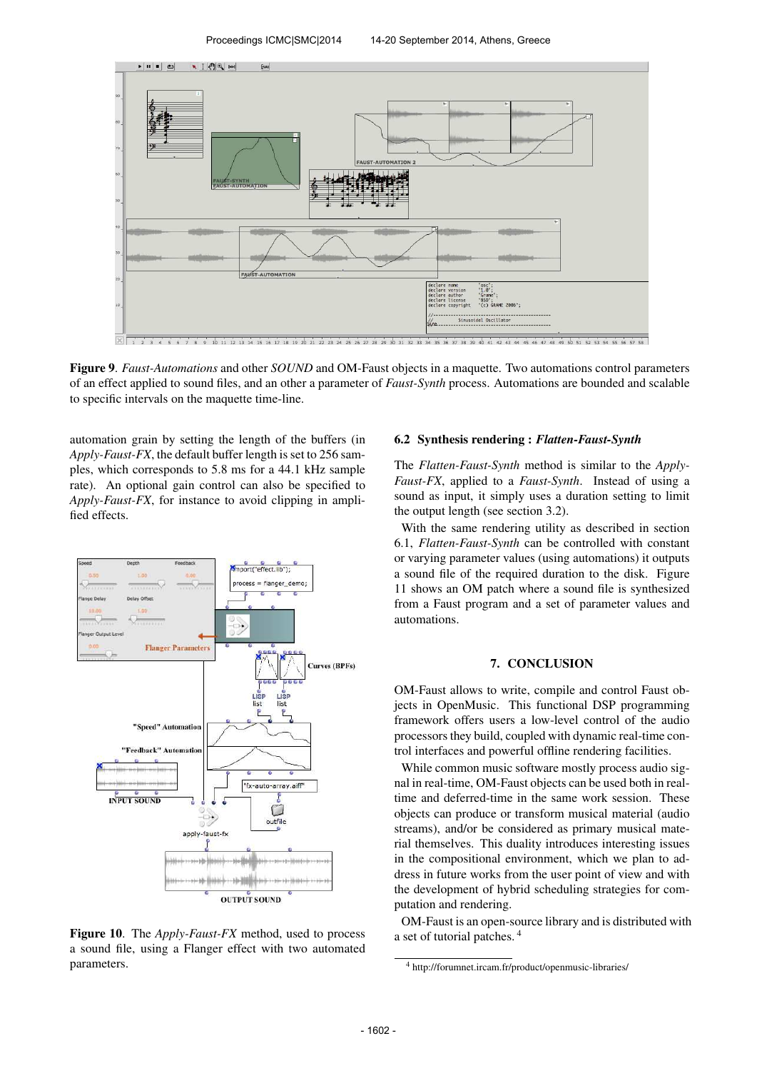Figure 9. *Faust-Automations* and other *SOUND* and OM-Faust objects in a maquette. Two automations control parameters of an effect applied to sound files, and an other a parameter of *Faust-Synth* process. Automations are bounded and scalable to specific intervals on the maquette time-line.

automation grain by setting the length of the buffers (in *Apply-Faust-FX*, the default buffer length is set to 256 samples, which corresponds to 5.8 ms for a 44.1 kHz sample rate). An optional gain control can also be specified to *Apply-Faust-FX*, for instance to avoid clipping in amplified effects.

Figure 10. The *Apply-Faust-FX* method, used to process a sound file, using a Flanger effect with two automated parameters.

### 6.2 Synthesis rendering : *Flatten-Faust-Synth*

The *Flatten-Faust-Synth* method is similar to the *Apply-Faust-FX*, applied to a *Faust-Synth*. Instead of using a sound as input, it simply uses a duration setting to limit the output length (see section 3.2).

With the same rendering utility as described in section 6.1, *Flatten-Faust-Synth* can be controlled with constant or varying parameter values (using automations) it outputs a sound file of the required duration to the disk. Figure 11 shows an OM patch where a sound file is synthesized from a Faust program and a set of parameter values and automations.

## 7. CONCLUSION

OM-Faust allows to write, compile and control Faust objects in OpenMusic. This functional DSP programming framework offers users a low-level control of the audio processors they build, coupled with dynamic real-time control interfaces and powerful offline rendering facilities.

While common music software mostly process audio signal in real-time, OM-Faust objects can be used both in real-time and deferred-time in the same work session. These objects can produce or transform musical material (audio streams), and/or be considered as primary musical material themselves. This duality introduces interesting issues in the compositional environment, which we plan to address in future works from the user point of view and with the development of hybrid scheduling strategies for computation and rendering.

OM-Faust is an open-source library and is distributed with a set of tutorial patches. [4]

[4] http://forumnet.ircam.fr/product/openmusic-libraries/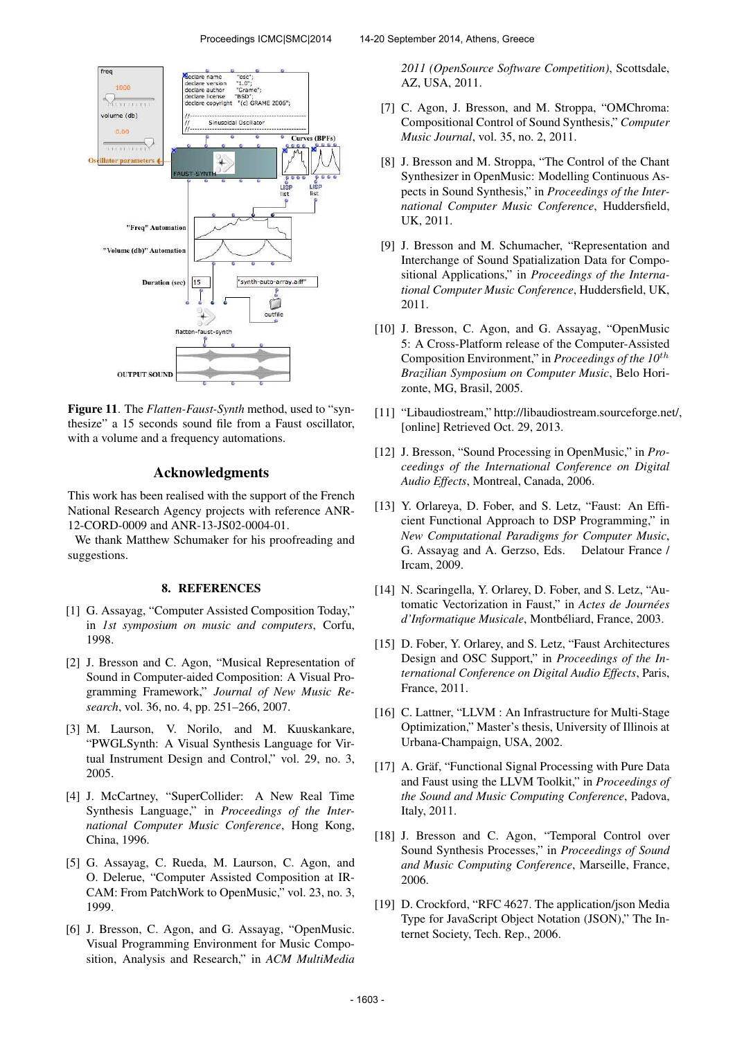**Figure 11**. The *Flatten-Faust-Synth* method, used to "synthesize" a 15 seconds sound file from a Faust oscillator, with a volume and a frequency automations.

## Acknowledgments

This work has been realised with the support of the French National Research Agency projects with reference ANR-12-CORD-0009 and ANR-13-JS02-0004-01.

We thank Matthew Schumaker for his proofreading and suggestions.

## 8. REFERENCES

[1] G. Assayag, "Computer Assisted Composition Today," in *1st symposium on music and computers*, Corfu, 1998.

[2] J. Bresson and C. Agon, "Musical Representation of Sound in Computer-aided Composition: A Visual Programming Framework," *Journal of New Music Research*, vol. 36, no. 4, pp. 251–266, 2007.

[3] M. Laurson, V. Norilo, and M. Kuuskankare, "PWGLSynth: A Visual Synthesis Language for Virtual Instrument Design and Control," vol. 29, no. 3, 2005.

[4] J. McCartney, "SuperCollider: A New Real Time Synthesis Language," in *Proceedings of the International Computer Music Conference*, Hong Kong, China, 1996.

[5] G. Assayag, C. Rueda, M. Laurson, C. Agon, and O. Delerue, "Computer Assisted Composition at IRCAM: From PatchWork to OpenMusic," vol. 23, no. 3, 1999.

[6] J. Bresson, C. Agon, and G. Assayag, "OpenMusic. Visual Programming Environment for Music Composition, Analysis and Research," in *ACM MultiMedia 2011 (OpenSource Software Competition)*, Scottsdale, AZ, USA, 2011.

[7] C. Agon, J. Bresson, and M. Stroppa, "OMChroma: Compositional Control of Sound Synthesis," *Computer Music Journal*, vol. 35, no. 2, 2011.

[8] J. Bresson and M. Stroppa, "The Control of the Chant Synthesizer in OpenMusic: Modelling Continuous Aspects in Sound Synthesis," in *Proceedings of the International Computer Music Conference*, Huddersfield, UK, 2011.

[9] J. Bresson and M. Schumacher, "Representation and Interchange of Sound Spatialization Data for Compositional Applications," in *Proceedings of the International Computer Music Conference*, Huddersfield, UK, 2011.

[10] J. Bresson, C. Agon, and G. Assayag, "OpenMusic 5: A Cross-Platform release of the Computer-Assisted Composition Environment," in *Proceedings of the 10$^{th}$ Brazilian Symposium on Computer Music*, Belo Horizonte, MG, Brasil, 2005.

[11] "Libaudiostream," http://libaudiostream.sourceforge.net/, [online] Retrieved Oct. 29, 2013.

[12] J. Bresson, "Sound Processing in OpenMusic," in *Proceedings of the International Conference on Digital Audio Effects*, Montreal, Canada, 2006.

[13] Y. Orlareya, D. Fober, and S. Letz, "Faust: An Efficient Functional Approach to DSP Programming," in *New Computational Paradigms for Computer Music*, G. Assayag and A. Gerzso, Eds. Delatour France / Ircam, 2009.

[14] N. Scaringella, Y. Orlarey, D. Fober, and S. Letz, "Automatic Vectorization in Faust," in *Actes de Journées d'Informatique Musicale*, Montbéliard, France, 2003.

[15] D. Fober, Y. Orlarey, and S. Letz, "Faust Architectures Design and OSC Support," in *Proceedings of the International Conference on Digital Audio Effects*, Paris, France, 2011.

[16] C. Lattner, "LLVM : An Infrastructure for Multi-Stage Optimization," Master's thesis, University of Illinois at Urbana-Champaign, USA, 2002.

[17] A. Gräf, "Functional Signal Processing with Pure Data and Faust using the LLVM Toolkit," in *Proceedings of the Sound and Music Computing Conference*, Padova, Italy, 2011.

[18] J. Bresson and C. Agon, "Temporal Control over Sound Synthesis Processes," in *Proceedings of Sound and Music Computing Conference*, Marseille, France, 2006.

[19] D. Crockford, "RFC 4627. The application/json Media Type for JavaScript Object Notation (JSON)," The Internet Society, Tech. Rep., 2006.